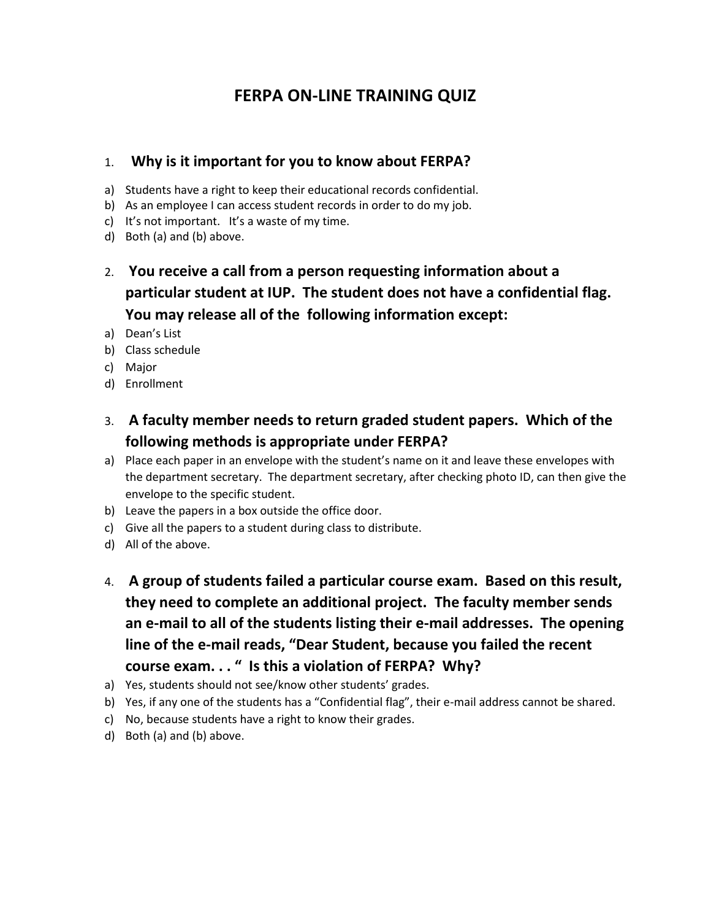# FERPA ON-LINE TRAINING QUIZ

1. **Why is it important for you to know about FERPA?**

a) Students have a right to keep their educational records confidential.
b) As an employee I can access student records in order to do my job.
c) It's not important. It's a waste of my time.
d) Both (a) and (b) above.

2. **You receive a call from a person requesting information about a particular student at IUP. The student does not have a confidential flag. You may release all of the following information except:**

a) Dean's List
b) Class schedule
c) Major
d) Enrollment

3. **A faculty member needs to return graded student papers. Which of the following methods is appropriate under FERPA?**

a) Place each paper in an envelope with the student's name on it and leave these envelopes with the department secretary. The department secretary, after checking photo ID, can then give the envelope to the specific student.
b) Leave the papers in a box outside the office door.
c) Give all the papers to a student during class to distribute.
d) All of the above.

4. **A group of students failed a particular course exam. Based on this result, they need to complete an additional project. The faculty member sends an e-mail to all of the students listing their e-mail addresses. The opening line of the e-mail reads, "Dear Student, because you failed the recent course exam. . . " Is this a violation of FERPA? Why?**

a) Yes, students should not see/know other students' grades.
b) Yes, if any one of the students has a "Confidential flag", their e-mail address cannot be shared.
c) No, because students have a right to know their grades.
d) Both (a) and (b) above.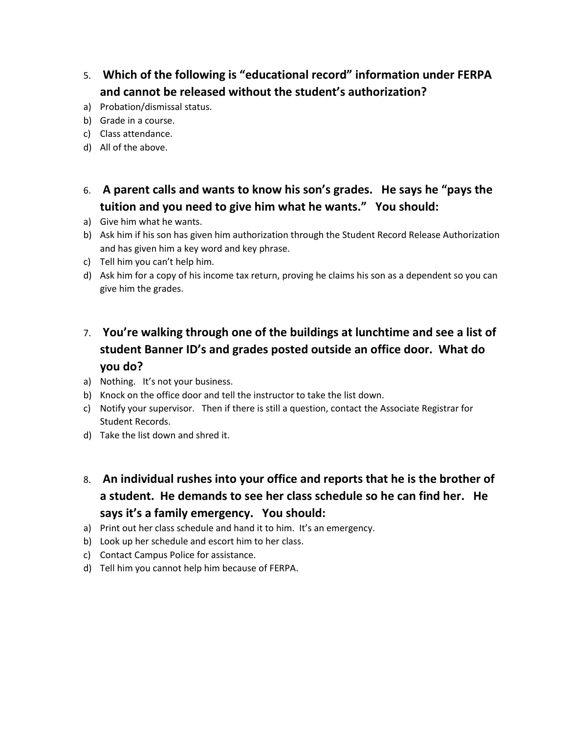5. **Which of the following is "educational record" information under FERPA and cannot be released without the student's authorization?**

a) Probation/dismissal status.
b) Grade in a course.
c) Class attendance.
d) All of the above.

6. **A parent calls and wants to know his son's grades. He says he "pays the tuition and you need to give him what he wants." You should:**

a) Give him what he wants.
b) Ask him if his son has given him authorization through the Student Record Release Authorization and has given him a key word and key phrase.
c) Tell him you can't help him.
d) Ask him for a copy of his income tax return, proving he claims his son as a dependent so you can give him the grades.

7. **You're walking through one of the buildings at lunchtime and see a list of student Banner ID's and grades posted outside an office door. What do you do?**

a) Nothing. It's not your business.
b) Knock on the office door and tell the instructor to take the list down.
c) Notify your supervisor. Then if there is still a question, contact the Associate Registrar for Student Records.
d) Take the list down and shred it.

8. **An individual rushes into your office and reports that he is the brother of a student. He demands to see her class schedule so he can find her. He says it's a family emergency. You should:**

a) Print out her class schedule and hand it to him. It's an emergency.
b) Look up her schedule and escort him to her class.
c) Contact Campus Police for assistance.
d) Tell him you cannot help him because of FERPA.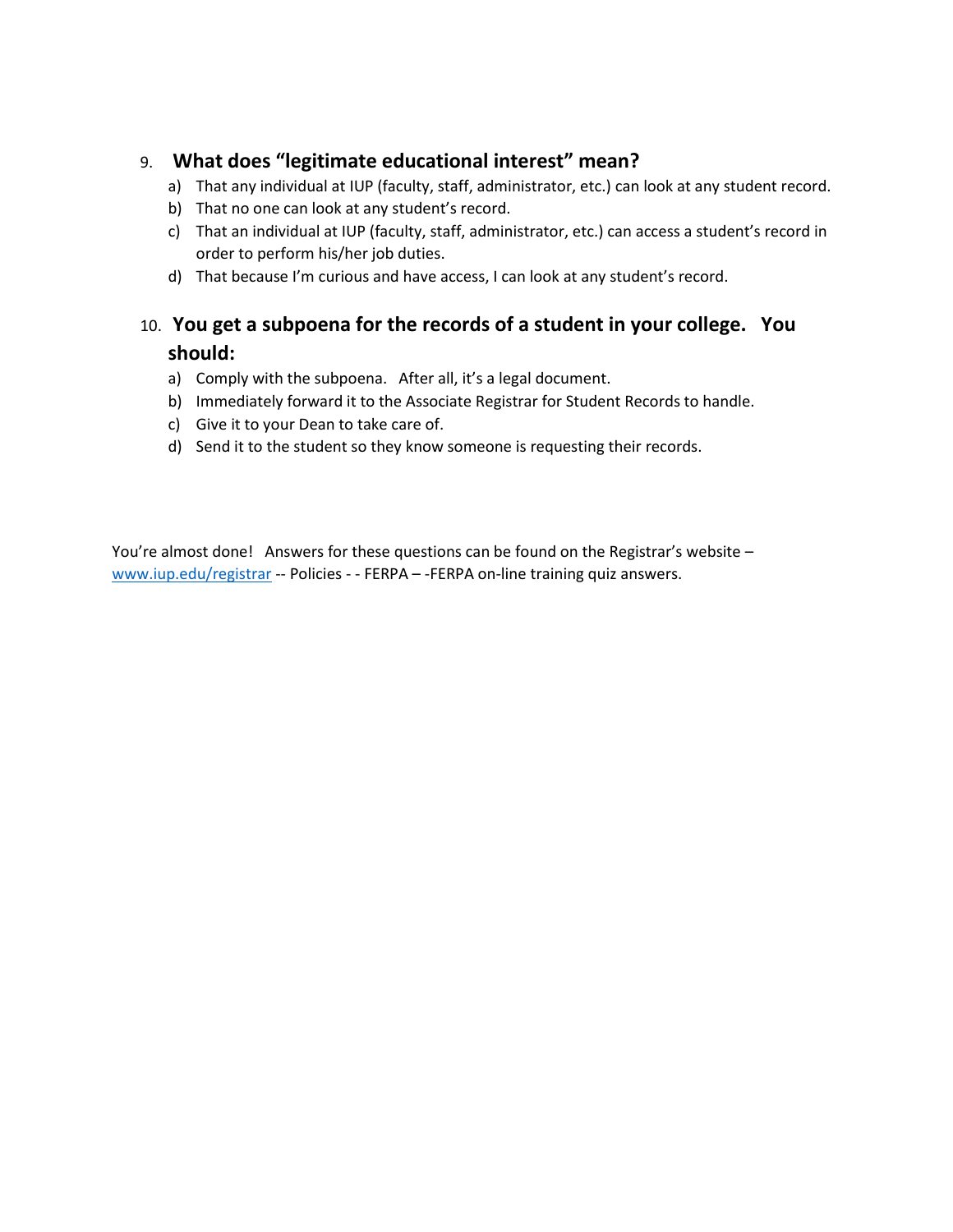9. **What does "legitimate educational interest" mean?**
   a) That any individual at IUP (faculty, staff, administrator, etc.) can look at any student record.
   b) That no one can look at any student's record.
   c) That an individual at IUP (faculty, staff, administrator, etc.) can access a student's record in order to perform his/her job duties.
   d) That because I'm curious and have access, I can look at any student's record.

10. **You get a subpoena for the records of a student in your college. You should:**
    a) Comply with the subpoena. After all, it's a legal document.
    b) Immediately forward it to the Associate Registrar for Student Records to handle.
    c) Give it to your Dean to take care of.
    d) Send it to the student so they know someone is requesting their records.

You're almost done! Answers for these questions can be found on the Registrar's website – [www.iup.edu/registrar](http://www.iup.edu/registrar) -- Policies - - FERPA – -FERPA on-line training quiz answers.